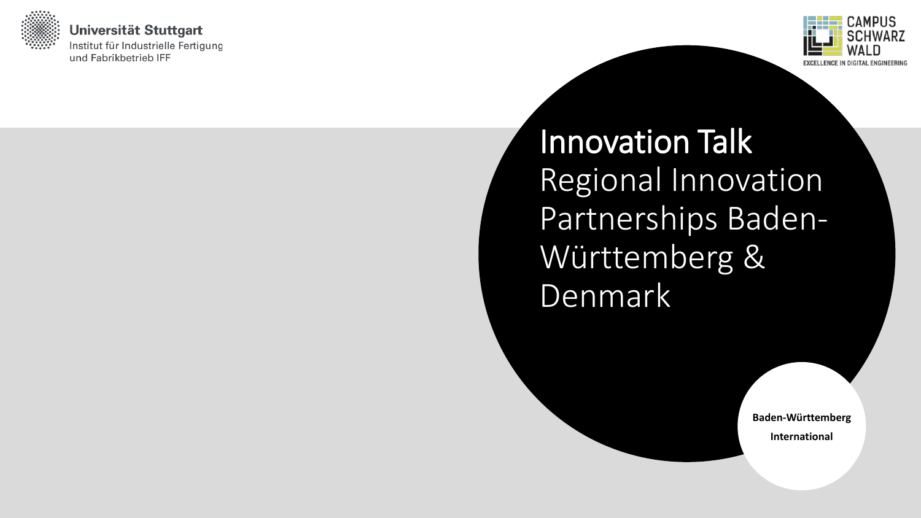Universität Stuttgart
Institut für Industrielle Fertigung und Fabrikbetrieb IFF

CAMPUS SCHWARZWALD
EXCELLENCE IN DIGITAL ENGINEERING

# Innovation Talk

## Regional Innovation Partnerships Baden-Württemberg & Denmark

**Baden-Württemberg International**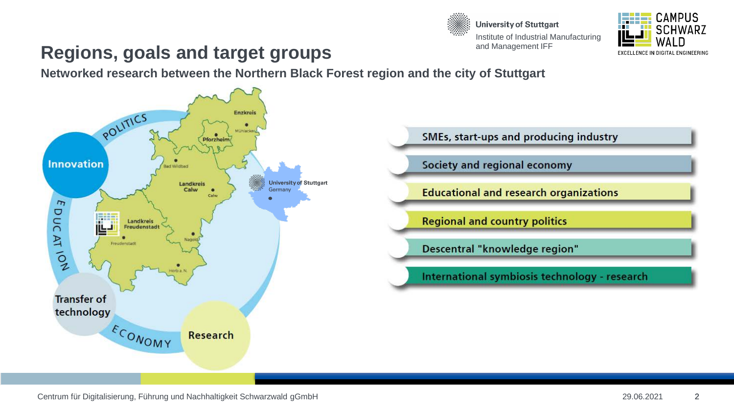# Regions, goals and target groups

**Networked research between the Northern Black Forest region and the city of Stuttgart**

Innovation

POLITICS

EDUCATION

Transfer of technology

ECONOMY

Research

Enzkreis

Pforzheim

Mühlacker

Bad Wildbad

Landkreis Calw

Calw

Landkreis Freudenstadt

Freudenstadt

Nagold

Horb a. N.

University of Stuttgart Germany

- SMEs, start-ups and producing industry
- Society and regional economy
- Educational and research organizations
- Regional and country politics
- Descentral "knowledge region"
- International symbiosis technology - research

Centrum für Digitalisierung, Führung und Nachhaltigkeit Schwarzwald gGmbH

29.06.2021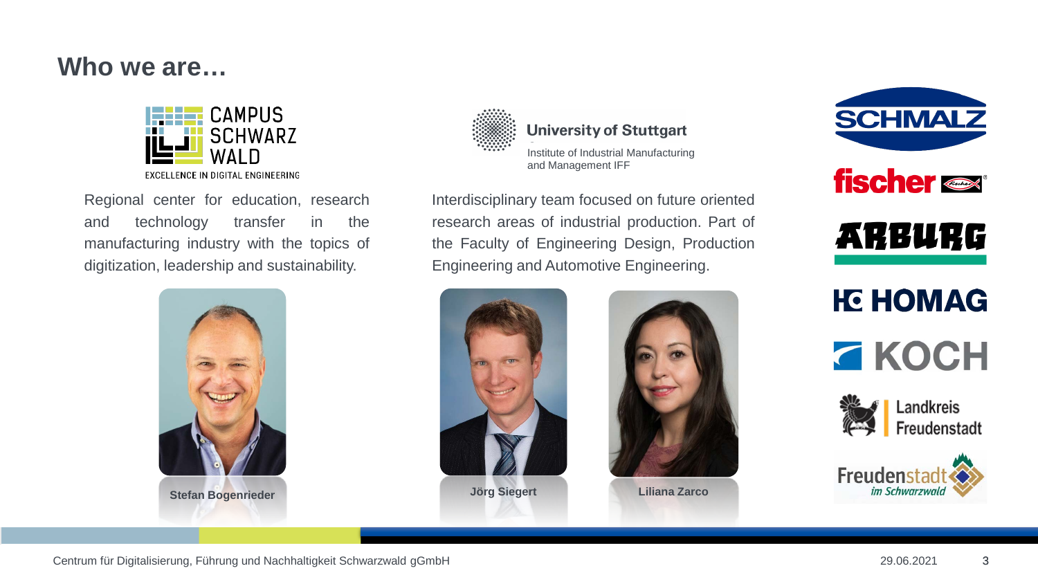# Who we are…

CAMPUS SCHWARZWALD

EXCELLENCE IN DIGITAL ENGINEERING

Regional center for education, research and technology transfer in the manufacturing industry with the topics of digitization, leadership and sustainability.

**Stefan Bogenrieder**

University of Stuttgart

Institute of Industrial Manufacturing and Management IFF

Interdisciplinary team focused on future oriented research areas of industrial production. Part of the Faculty of Engineering Design, Production Engineering and Automotive Engineering.

**Jörg Siegert**

**Liliana Zarco**

SCHMALZ

fischer

ARBURG

HOMAG

KOCH

Landkreis Freudenstadt

Freudenstadt *im Schwarzwald*

Centrum für Digitalisierung, Führung und Nachhaltigkeit Schwarzwald gGmbH

29.06.2021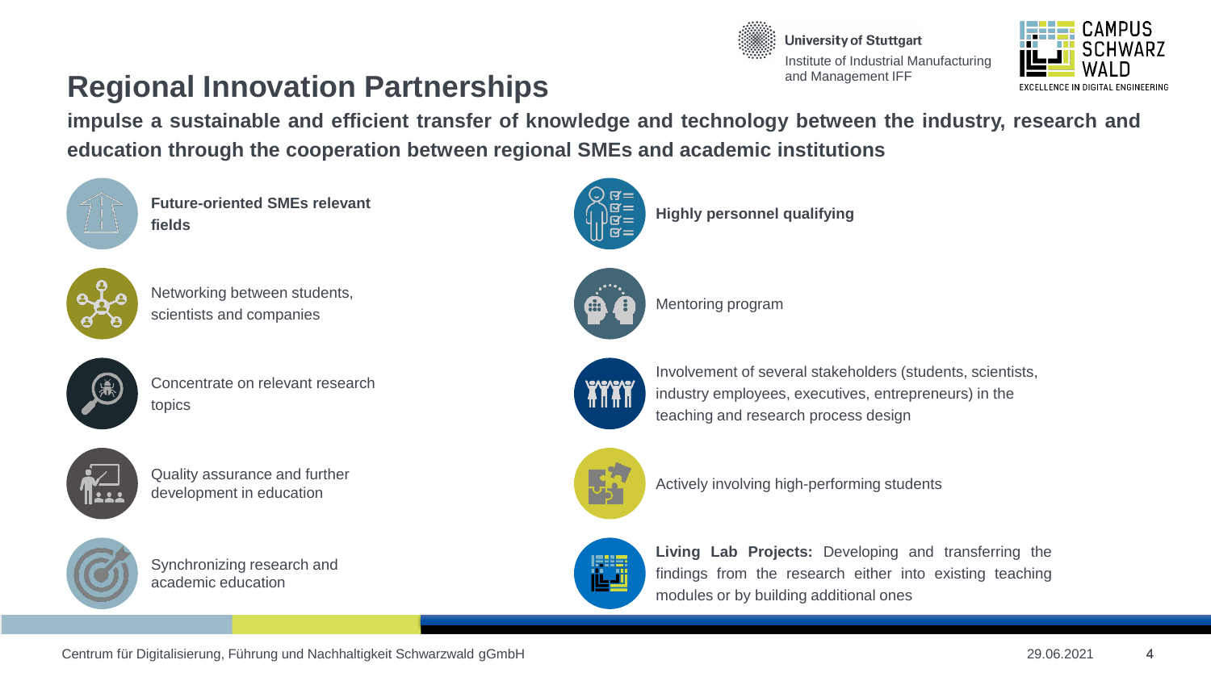# Regional Innovation Partnerships

**impulse a sustainable and efficient transfer of knowledge and technology between the industry, research and education through the cooperation between regional SMEs and academic institutions**

- **Future-oriented SMEs relevant fields**
- Networking between students, scientists and companies
- Concentrate on relevant research topics
- Quality assurance and further development in education
- Synchronizing research and academic education

- **Highly personnel qualifying**
- Mentoring program
- Involvement of several stakeholders (students, scientists, industry employees, executives, entrepreneurs) in the teaching and research process design
- Actively involving high-performing students
- **Living Lab Projects:** Developing and transferring the findings from the research either into existing teaching modules or by building additional ones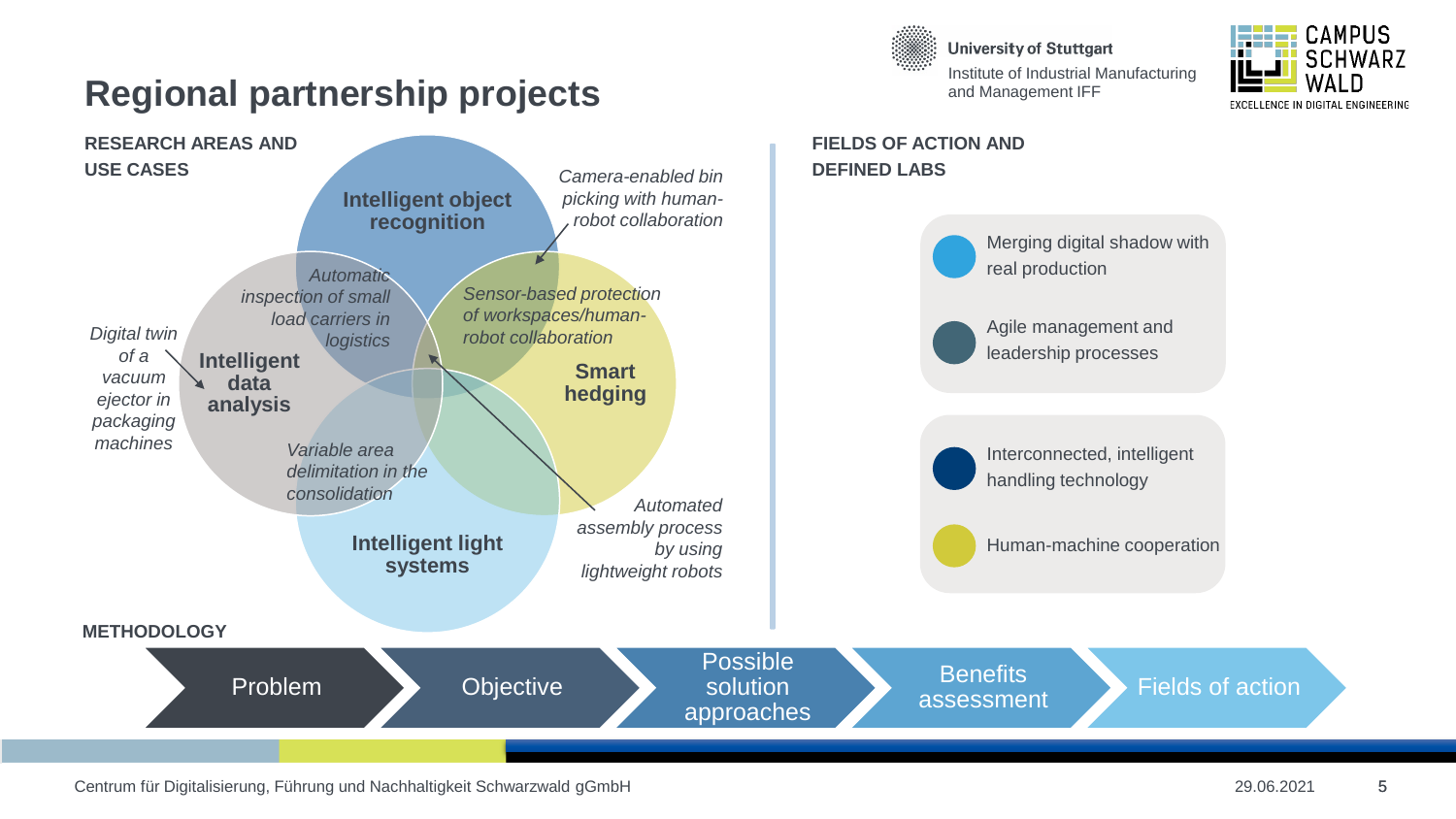# Regional partnership projects

University of Stuttgart
Institute of Industrial Manufacturing and Management IFF

CAMPUS SCHWARZWALD
EXCELLENCE IN DIGITAL ENGINEERING

## RESEARCH AREAS AND USE CASES

**Intelligent object recognition**

**Intelligent data analysis**

**Smart hedging**

**Intelligent light systems**

*Camera-enabled bin picking with human-robot collaboration*

*Automatic inspection of small load carriers in logistics*

*Sensor-based protection of workspaces/human-robot collaboration*

*Digital twin of a vacuum ejector in packaging machines*

*Variable area delimitation in the consolidation*

*Automated assembly process by using lightweight robots*

## FIELDS OF ACTION AND DEFINED LABS

- Merging digital shadow with real production
- Agile management and leadership processes
- Interconnected, intelligent handling technology
- Human-machine cooperation

## METHODOLOGY

Problem → Objective → Possible solution approaches → Benefits assessment → Fields of action

Centrum für Digitalisierung, Führung und Nachhaltigkeit Schwarzwald gGmbH

29.06.2021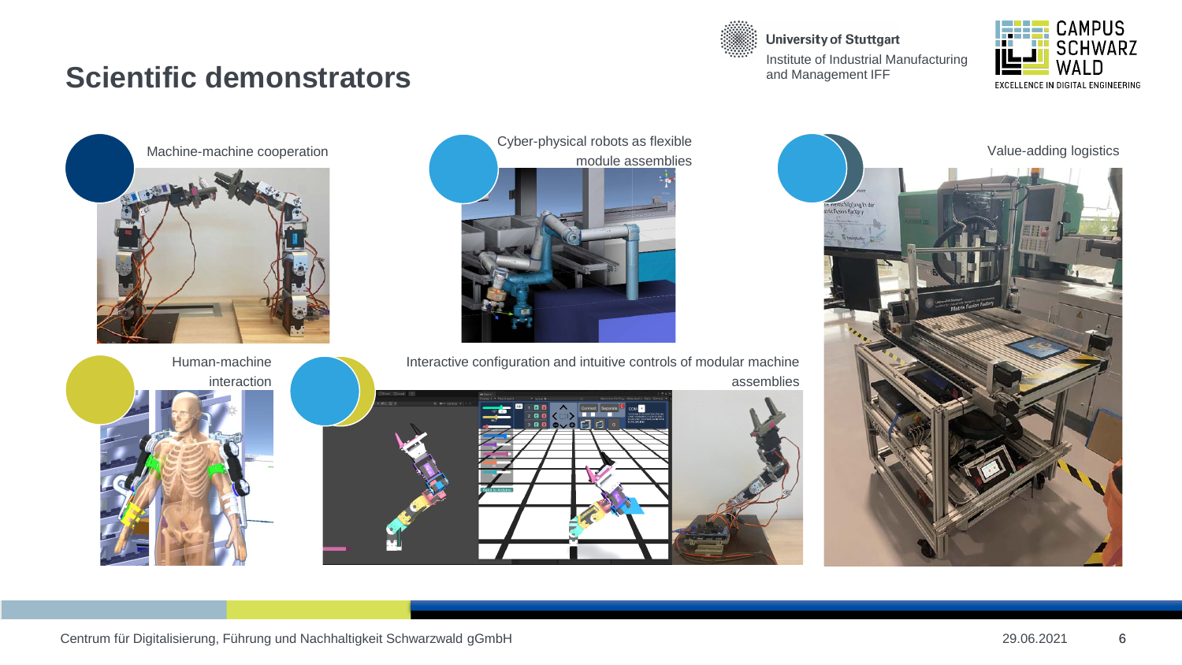# Scientific demonstrators

Machine-machine cooperation

Cyber-physical robots as flexible module assemblies

Value-adding logistics

Human-machine interaction

Interactive configuration and intuitive controls of modular machine assemblies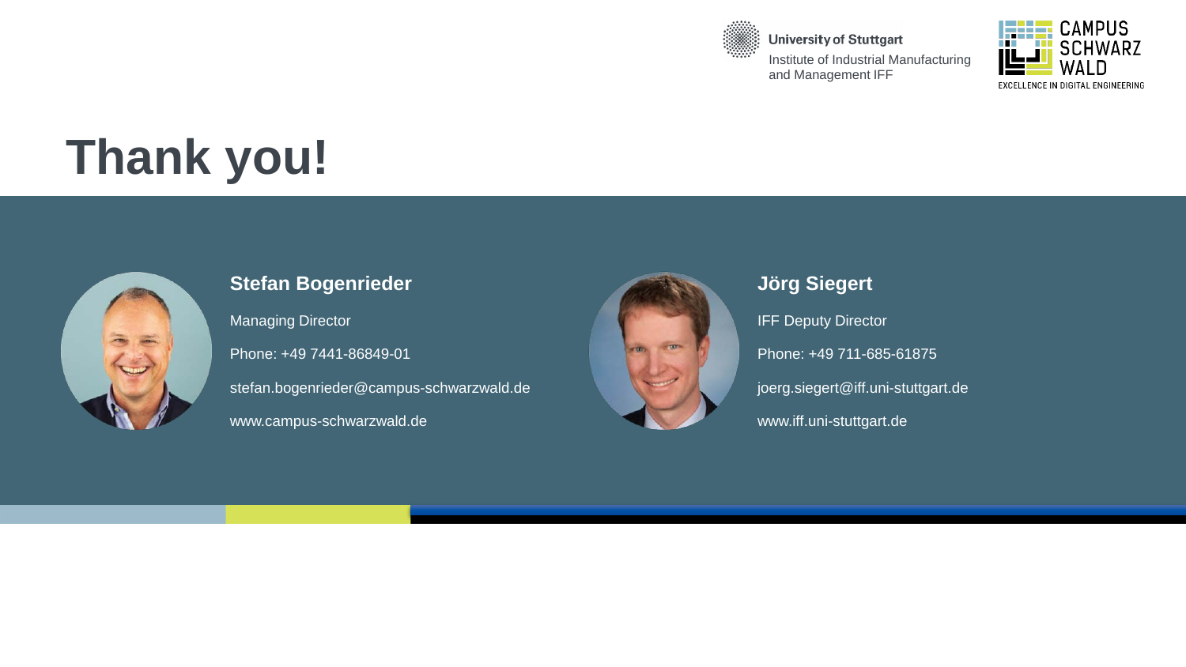University of Stuttgart
Institute of Industrial Manufacturing and Management IFF

CAMPUS SCHWARZWALD
EXCELLENCE IN DIGITAL ENGINEERING

# Thank you!

## Stefan Bogenrieder

Managing Director

Phone: +49 7441-86849-01

stefan.bogenrieder@campus-schwarzwald.de

www.campus-schwarzwald.de

## Jörg Siegert

IFF Deputy Director

Phone: +49 711-685-61875

joerg.siegert@iff.uni-stuttgart.de

www.iff.uni-stuttgart.de